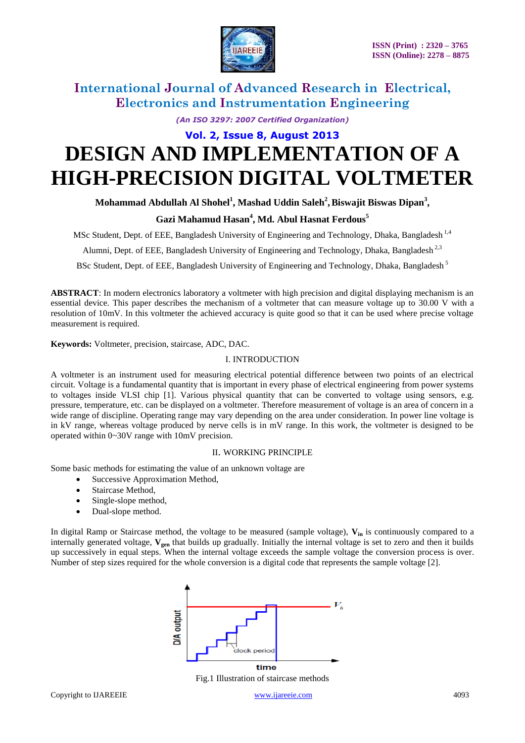# DESIGN AND IMPLEMENTATION OF A HIGH-PRECISION DIGITAL VOLTMETER

**Mohammad Abdullah Al Shohel[1], Mashad Uddin Saleh[2], Biswajit Biswas Dipan[3], Gazi Mahamud Hasan[4], Md. Abul Hasnat Ferdous[5]**

MSc Student, Dept. of EEE, Bangladesh University of Engineering and Technology, Dhaka, Bangladesh [1,4]

Alumni, Dept. of EEE, Bangladesh University of Engineering and Technology, Dhaka, Bangladesh [2,3]

BSc Student, Dept. of EEE, Bangladesh University of Engineering and Technology, Dhaka, Bangladesh [5]

**ABSTRACT**: In modern electronics laboratory a voltmeter with high precision and digital displaying mechanism is an essential device. This paper describes the mechanism of a voltmeter that can measure voltage up to 30.00 V with a resolution of 10mV. In this voltmeter the achieved accuracy is quite good so that it can be used where precise voltage measurement is required.

**Keywords:** Voltmeter, precision, staircase, ADC, DAC.

## I. INTRODUCTION

A voltmeter is an instrument used for measuring electrical potential difference between two points of an electrical circuit. Voltage is a fundamental quantity that is important in every phase of electrical engineering from power systems to voltages inside VLSI chip [1]. Various physical quantity that can be converted to voltage using sensors, e.g. pressure, temperature, etc. can be displayed on a voltmeter. Therefore measurement of voltage is an area of concern in a wide range of discipline. Operating range may vary depending on the area under consideration. In power line voltage is in kV range, whereas voltage produced by nerve cells is in mV range. In this work, the voltmeter is designed to be operated within 0~30V range with 10mV precision.

## II. WORKING PRINCIPLE

Some basic methods for estimating the value of an unknown voltage are

- Successive Approximation Method,
- Staircase Method,
- Single-slope method,
- Dual-slope method.

In digital Ramp or Staircase method, the voltage to be measured (sample voltage), $\mathbf{V_{in}}$ is continuously compared to a internally generated voltage, $\mathbf{V_{gen}}$ that builds up gradually. Initially the internal voltage is set to zero and then it builds up successively in equal steps. When the internal voltage exceeds the sample voltage the conversion process is over. Number of step sizes required for the whole conversion is a digital code that represents the sample voltage [2].

D/A output

$V_{in}$

clock period

time

Fig.1 Illustration of staircase methods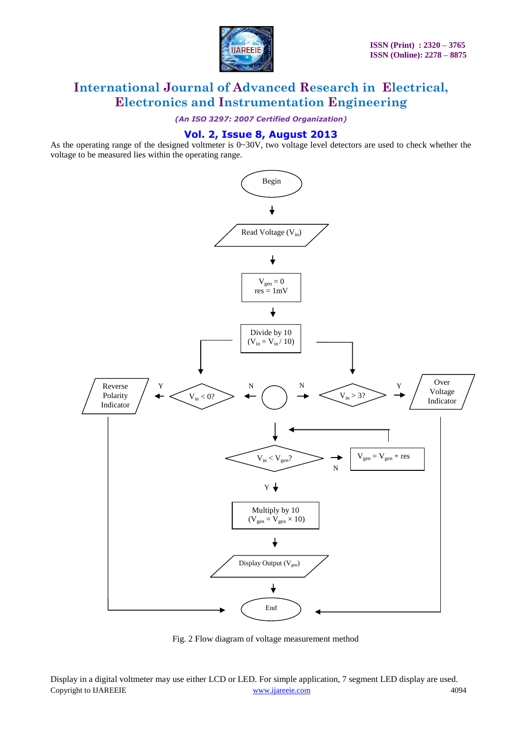As the operating range of the designed voltmeter is 0~30V, two voltage level detectors are used to check whether the voltage to be measured lies within the operating range.

Begin

Read Voltage ($V_{in}$)

$V_{gen} = 0$
res = 1mV

Divide by 10
($V_{in} = V_{in} / 10$)

Reverse Polarity Indicator — Y — $V_{in} < 0$? — N — ○ — N — $V_{in} > 3$? — Y — Over Voltage Indicator

$V_{in} < V_{gen}$? — N — $V_{gen} = V_{gen}$ + res

Y

Multiply by 10
($V_{gen} = V_{gen} \times 10$)

Display Output ($V_{gen}$)

End

Fig. 2 Flow diagram of voltage measurement method

Display in a digital voltmeter may use either LCD or LED. For simple application, 7 segment LED display are used.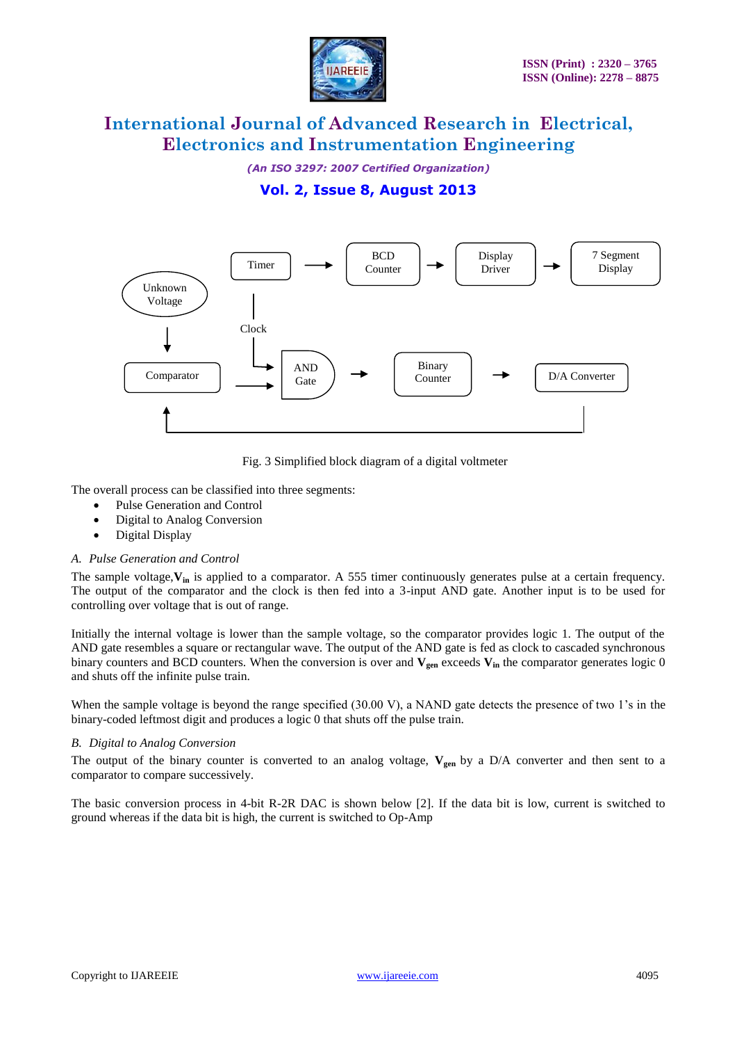Timer

BCD Counter

Display Driver

7 Segment Display

Unknown Voltage

Clock

Comparator

AND Gate

Binary Counter

D/A Converter

Fig. 3 Simplified block diagram of a digital voltmeter

The overall process can be classified into three segments:

- Pulse Generation and Control
- Digital to Analog Conversion
- Digital Display

*A. Pulse Generation and Control*

The sample voltage, $\mathbf{V_{in}}$ is applied to a comparator. A 555 timer continuously generates pulse at a certain frequency. The output of the comparator and the clock is then fed into a 3-input AND gate. Another input is to be used for controlling over voltage that is out of range.

Initially the internal voltage is lower than the sample voltage, so the comparator provides logic 1. The output of the AND gate resembles a square or rectangular wave. The output of the AND gate is fed as clock to cascaded synchronous binary counters and BCD counters. When the conversion is over and $\mathbf{V_{gen}}$ exceeds $\mathbf{V_{in}}$ the comparator generates logic 0 and shuts off the infinite pulse train.

When the sample voltage is beyond the range specified (30.00 V), a NAND gate detects the presence of two 1's in the binary-coded leftmost digit and produces a logic 0 that shuts off the pulse train.

*B. Digital to Analog Conversion*

The output of the binary counter is converted to an analog voltage, $\mathbf{V_{gen}}$ by a D/A converter and then sent to a comparator to compare successively.

The basic conversion process in 4-bit R-2R DAC is shown below [2]. If the data bit is low, current is switched to ground whereas if the data bit is high, the current is switched to Op-Amp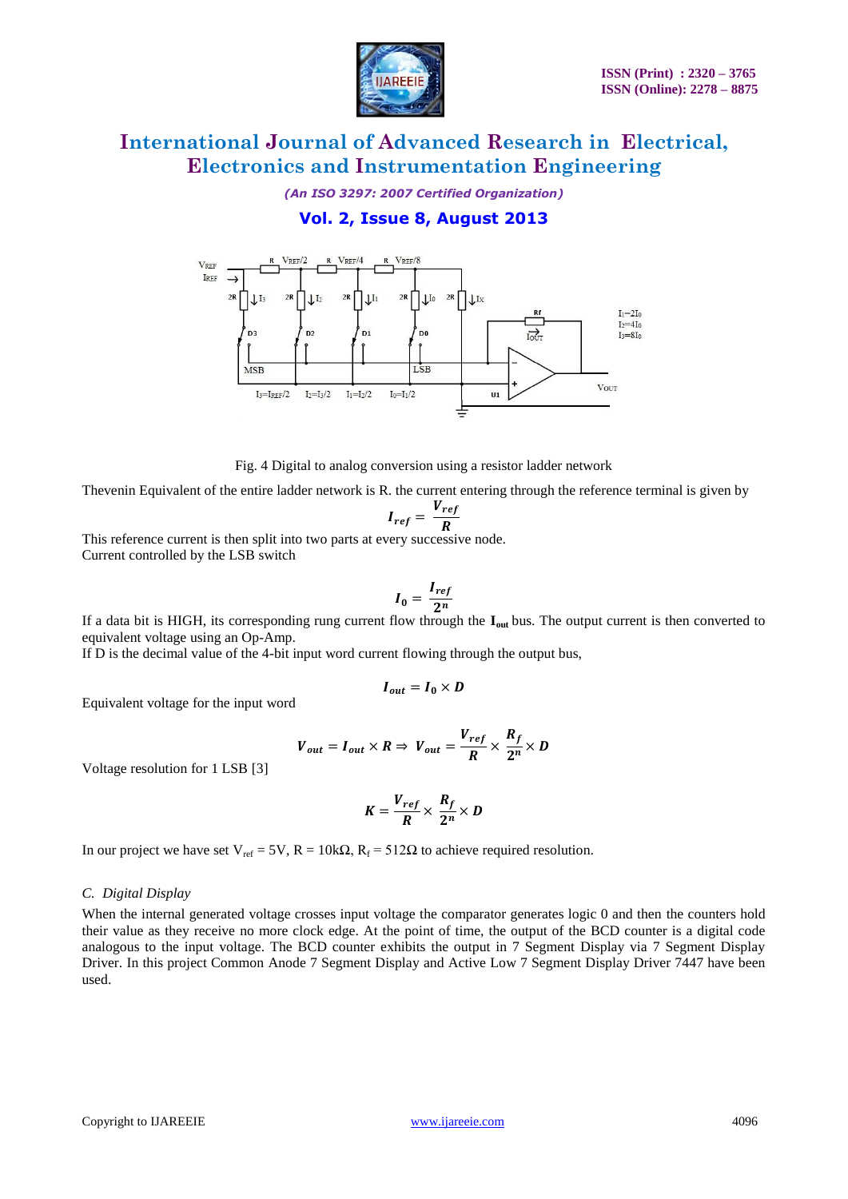Fig. 4 Digital to analog conversion using a resistor ladder network

Thevenin Equivalent of the entire ladder network is R. the current entering through the reference terminal is given by

$$I_{ref} = \frac{V_{ref}}{R}$$

This reference current is then split into two parts at every successive node.
Current controlled by the LSB switch

$$I_0 = \frac{I_{ref}}{2^n}$$

If a data bit is HIGH, its corresponding rung current flow through the $\mathbf{I_{out}}$ bus. The output current is then converted to equivalent voltage using an Op-Amp.
If D is the decimal value of the 4-bit input word current flowing through the output bus,

$$I_{out} = I_0 \times D$$

Equivalent voltage for the input word

$$V_{out} = I_{out} \times R \Rightarrow V_{out} = \frac{V_{ref}}{R} \times \frac{R_f}{2^n} \times D$$

Voltage resolution for 1 LSB [3]

$$K = \frac{V_{ref}}{R} \times \frac{R_f}{2^n} \times D$$

In our project we have set $V_{ref}$ = 5V, R = 10kΩ, $R_f$ = 512Ω to achieve required resolution.

### *C. Digital Display*

When the internal generated voltage crosses input voltage the comparator generates logic 0 and then the counters hold their value as they receive no more clock edge. At the point of time, the output of the BCD counter is a digital code analogous to the input voltage. The BCD counter exhibits the output in 7 Segment Display via 7 Segment Display Driver. In this project Common Anode 7 Segment Display and Active Low 7 Segment Display Driver 7447 have been used.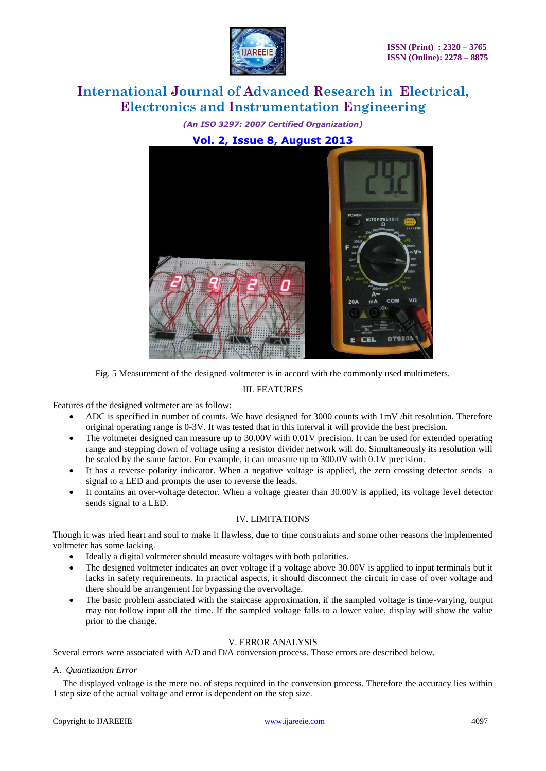Fig. 5 Measurement of the designed voltmeter is in accord with the commonly used multimeters.

## III. FEATURES

Features of the designed voltmeter are as follow:

- ADC is specified in number of counts. We have designed for 3000 counts with 1mV /bit resolution. Therefore original operating range is 0-3V. It was tested that in this interval it will provide the best precision.
- The voltmeter designed can measure up to 30.00V with 0.01V precision. It can be used for extended operating range and stepping down of voltage using a resistor divider network will do. Simultaneously its resolution will be scaled by the same factor. For example, it can measure up to 300.0V with 0.1V precision.
- It has a reverse polarity indicator. When a negative voltage is applied, the zero crossing detector sends a signal to a LED and prompts the user to reverse the leads.
- It contains an over-voltage detector. When a voltage greater than 30.00V is applied, its voltage level detector sends signal to a LED.

## IV. LIMITATIONS

Though it was tried heart and soul to make it flawless, due to time constraints and some other reasons the implemented voltmeter has some lacking.

- Ideally a digital voltmeter should measure voltages with both polarities.
- The designed voltmeter indicates an over voltage if a voltage above 30.00V is applied to input terminals but it lacks in safety requirements. In practical aspects, it should disconnect the circuit in case of over voltage and there should be arrangement for bypassing the overvoltage.
- The basic problem associated with the staircase approximation, if the sampled voltage is time-varying, output may not follow input all the time. If the sampled voltage falls to a lower value, display will show the value prior to the change.

## V. ERROR ANALYSIS

Several errors were associated with A/D and D/A conversion process. Those errors are described below.

### A. *Quantization Error*

The displayed voltage is the mere no. of steps required in the conversion process. Therefore the accuracy lies within 1 step size of the actual voltage and error is dependent on the step size.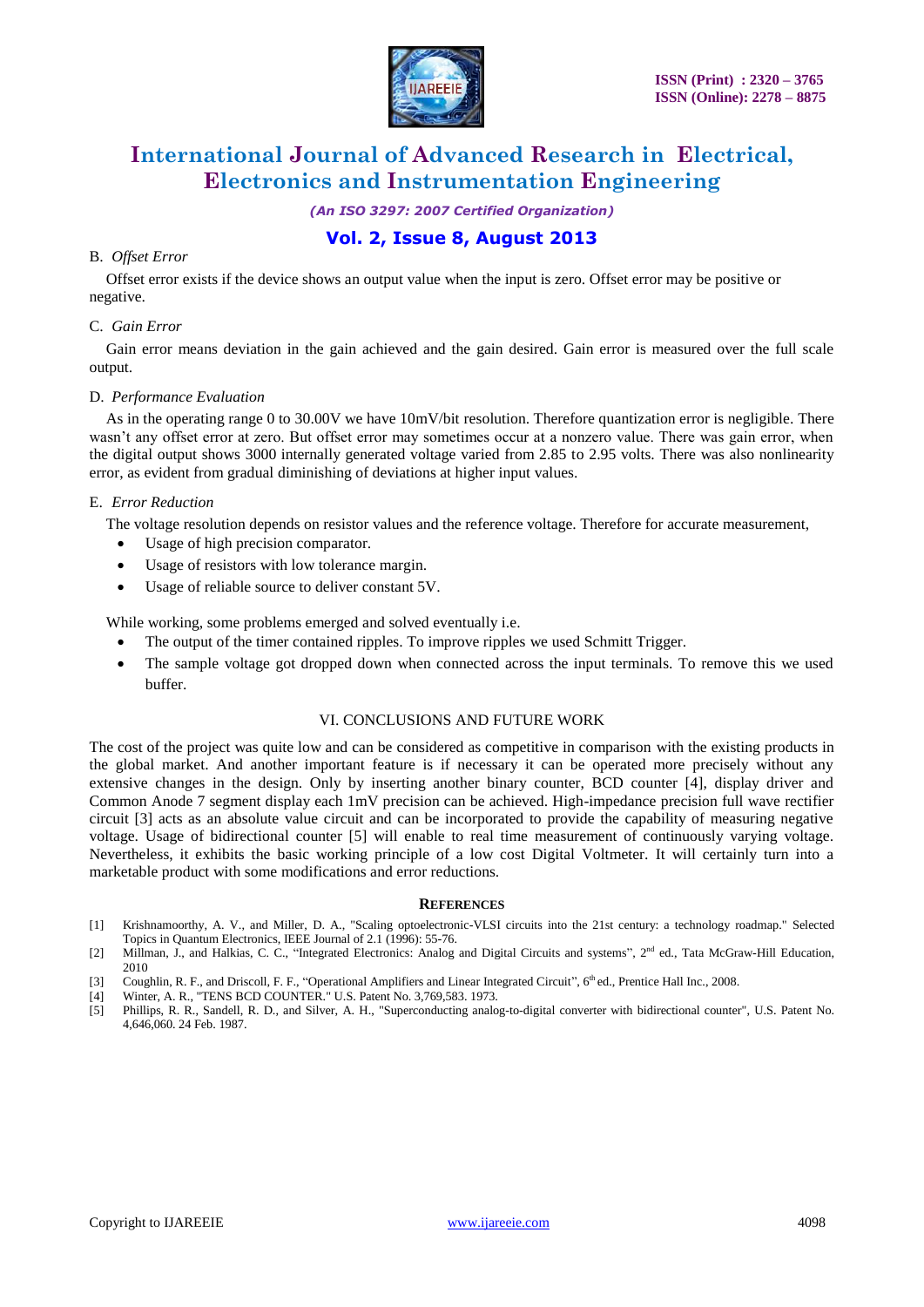### B. *Offset Error*

Offset error exists if the device shows an output value when the input is zero. Offset error may be positive or negative.

### C. *Gain Error*

Gain error means deviation in the gain achieved and the gain desired. Gain error is measured over the full scale output.

### D. *Performance Evaluation*

As in the operating range 0 to 30.00V we have 10mV/bit resolution. Therefore quantization error is negligible. There wasn't any offset error at zero. But offset error may sometimes occur at a nonzero value. There was gain error, when the digital output shows 3000 internally generated voltage varied from 2.85 to 2.95 volts. There was also nonlinearity error, as evident from gradual diminishing of deviations at higher input values.

### E. *Error Reduction*

The voltage resolution depends on resistor values and the reference voltage. Therefore for accurate measurement,

- Usage of high precision comparator.
- Usage of resistors with low tolerance margin.
- Usage of reliable source to deliver constant 5V.

While working, some problems emerged and solved eventually i.e.

- The output of the timer contained ripples. To improve ripples we used Schmitt Trigger.
- The sample voltage got dropped down when connected across the input terminals. To remove this we used buffer.

## VI. CONCLUSIONS AND FUTURE WORK

The cost of the project was quite low and can be considered as competitive in comparison with the existing products in the global market. And another important feature is if necessary it can be operated more precisely without any extensive changes in the design. Only by inserting another binary counter, BCD counter [4], display driver and Common Anode 7 segment display each 1mV precision can be achieved. High-impedance precision full wave rectifier circuit [3] acts as an absolute value circuit and can be incorporated to provide the capability of measuring negative voltage. Usage of bidirectional counter [5] will enable to real time measurement of continuously varying voltage. Nevertheless, it exhibits the basic working principle of a low cost Digital Voltmeter. It will certainly turn into a marketable product with some modifications and error reductions.

## REFERENCES

[1] Krishnamoorthy, A. V., and Miller, D. A., "Scaling optoelectronic-VLSI circuits into the 21st century: a technology roadmap." Selected Topics in Quantum Electronics, IEEE Journal of 2.1 (1996): 55-76.

[2] Millman, J., and Halkias, C. C., "Integrated Electronics: Analog and Digital Circuits and systems", 2nd ed., Tata McGraw-Hill Education, 2010

[3] Coughlin, R. F., and Driscoll, F. F., "Operational Amplifiers and Linear Integrated Circuit", 6th ed., Prentice Hall Inc., 2008.

[4] Winter, A. R., "TENS BCD COUNTER." U.S. Patent No. 3,769,583. 1973.

[5] Phillips, R. R., Sandell, R. D., and Silver, A. H., "Superconducting analog-to-digital converter with bidirectional counter", U.S. Patent No. 4,646,060. 24 Feb. 1987.